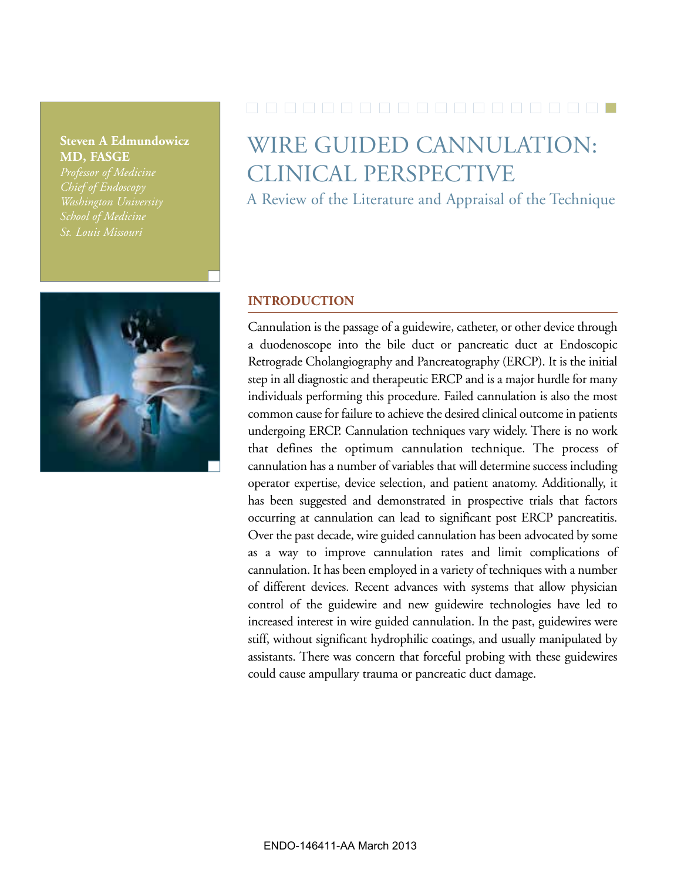**Steven A Edmundowicz MD, FASGE**

*Professor of Medicine*
*Chief of Endoscopy*
*Washington University School of Medicine*
*St. Louis Missouri*

# WIRE GUIDED CANNULATION: CLINICAL PERSPECTIVE

## A Review of the Literature and Appraisal of the Technique

## INTRODUCTION

Cannulation is the passage of a guidewire, catheter, or other device through a duodenoscope into the bile duct or pancreatic duct at Endoscopic Retrograde Cholangiography and Pancreatography (ERCP). It is the initial step in all diagnostic and therapeutic ERCP and is a major hurdle for many individuals performing this procedure. Failed cannulation is also the most common cause for failure to achieve the desired clinical outcome in patients undergoing ERCP. Cannulation techniques vary widely. There is no work that defines the optimum cannulation technique. The process of cannulation has a number of variables that will determine success including operator expertise, device selection, and patient anatomy. Additionally, it has been suggested and demonstrated in prospective trials that factors occurring at cannulation can lead to significant post ERCP pancreatitis. Over the past decade, wire guided cannulation has been advocated by some as a way to improve cannulation rates and limit complications of cannulation. It has been employed in a variety of techniques with a number of different devices. Recent advances with systems that allow physician control of the guidewire and new guidewire technologies have led to increased interest in wire guided cannulation. In the past, guidewires were stiff, without significant hydrophilic coatings, and usually manipulated by assistants. There was concern that forceful probing with these guidewires could cause ampullary trauma or pancreatic duct damage.

ENDO-146411-AA March 2013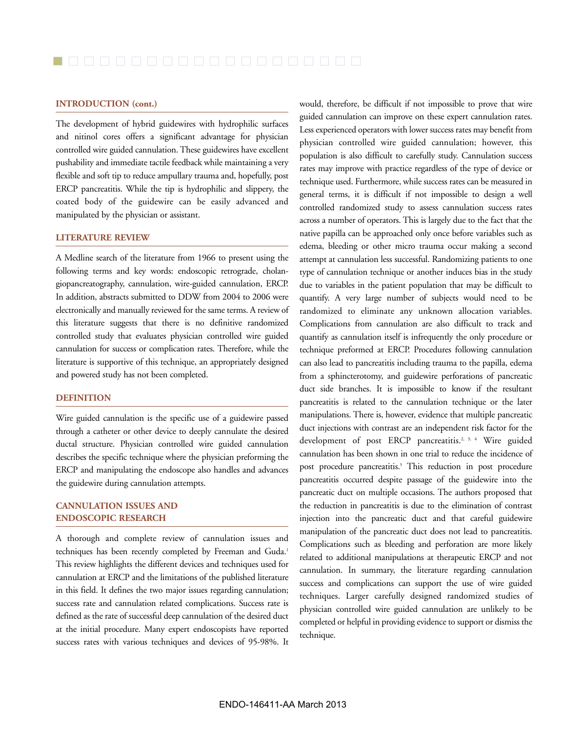## INTRODUCTION (cont.)

The development of hybrid guidewires with hydrophilic surfaces and nitinol cores offers a significant advantage for physician controlled wire guided cannulation. These guidewires have excellent pushability and immediate tactile feedback while maintaining a very flexible and soft tip to reduce ampullary trauma and, hopefully, post ERCP pancreatitis. While the tip is hydrophilic and slippery, the coated body of the guidewire can be easily advanced and manipulated by the physician or assistant.

## LITERATURE REVIEW

A Medline search of the literature from 1966 to present using the following terms and key words: endoscopic retrograde, cholangiopancreatography, cannulation, wire-guided cannulation, ERCP. In addition, abstracts submitted to DDW from 2004 to 2006 were electronically and manually reviewed for the same terms. A review of this literature suggests that there is no definitive randomized controlled study that evaluates physician controlled wire guided cannulation for success or complication rates. Therefore, while the literature is supportive of this technique, an appropriately designed and powered study has not been completed.

## DEFINITION

Wire guided cannulation is the specific use of a guidewire passed through a catheter or other device to deeply cannulate the desired ductal structure. Physician controlled wire guided cannulation describes the specific technique where the physician preforming the ERCP and manipulating the endoscope also handles and advances the guidewire during cannulation attempts.

## CANNULATION ISSUES AND ENDOSCOPIC RESEARCH

A thorough and complete review of cannulation issues and techniques has been recently completed by Freeman and Guda.[1] This review highlights the different devices and techniques used for cannulation at ERCP and the limitations of the published literature in this field. It defines the two major issues regarding cannulation; success rate and cannulation related complications. Success rate is defined as the rate of successful deep cannulation of the desired duct at the initial procedure. Many expert endoscopists have reported success rates with various techniques and devices of 95-98%. It would, therefore, be difficult if not impossible to prove that wire guided cannulation can improve on these expert cannulation rates. Less experienced operators with lower success rates may benefit from physician controlled wire guided cannulation; however, this population is also difficult to carefully study. Cannulation success rates may improve with practice regardless of the type of device or technique used. Furthermore, while success rates can be measured in general terms, it is difficult if not impossible to design a well controlled randomized study to assess cannulation success rates across a number of operators. This is largely due to the fact that the native papilla can be approached only once before variables such as edema, bleeding or other micro trauma occur making a second attempt at cannulation less successful. Randomizing patients to one type of cannulation technique or another induces bias in the study due to variables in the patient population that may be difficult to quantify. A very large number of subjects would need to be randomized to eliminate any unknown allocation variables. Complications from cannulation are also difficult to track and quantify as cannulation itself is infrequently the only procedure or technique preformed at ERCP. Procedures following cannulation can also lead to pancreatitis including trauma to the papilla, edema from a sphincterotomy, and guidewire perforations of pancreatic duct side branches. It is impossible to know if the resultant pancreatitis is related to the cannulation technique or the later manipulations. There is, however, evidence that multiple pancreatic duct injections with contrast are an independent risk factor for the development of post ERCP pancreatitis.[2, 3, 4] Wire guided cannulation has been shown in one trial to reduce the incidence of post procedure pancreatitis.[5] This reduction in post procedure pancreatitis occurred despite passage of the guidewire into the pancreatic duct on multiple occasions. The authors proposed that the reduction in pancreatitis is due to the elimination of contrast injection into the pancreatic duct and that careful guidewire manipulation of the pancreatic duct does not lead to pancreatitis. Complications such as bleeding and perforation are more likely related to additional manipulations at therapeutic ERCP and not cannulation. In summary, the literature regarding cannulation success and complications can support the use of wire guided techniques. Larger carefully designed randomized studies of physician controlled wire guided cannulation are unlikely to be completed or helpful in providing evidence to support or dismiss the technique.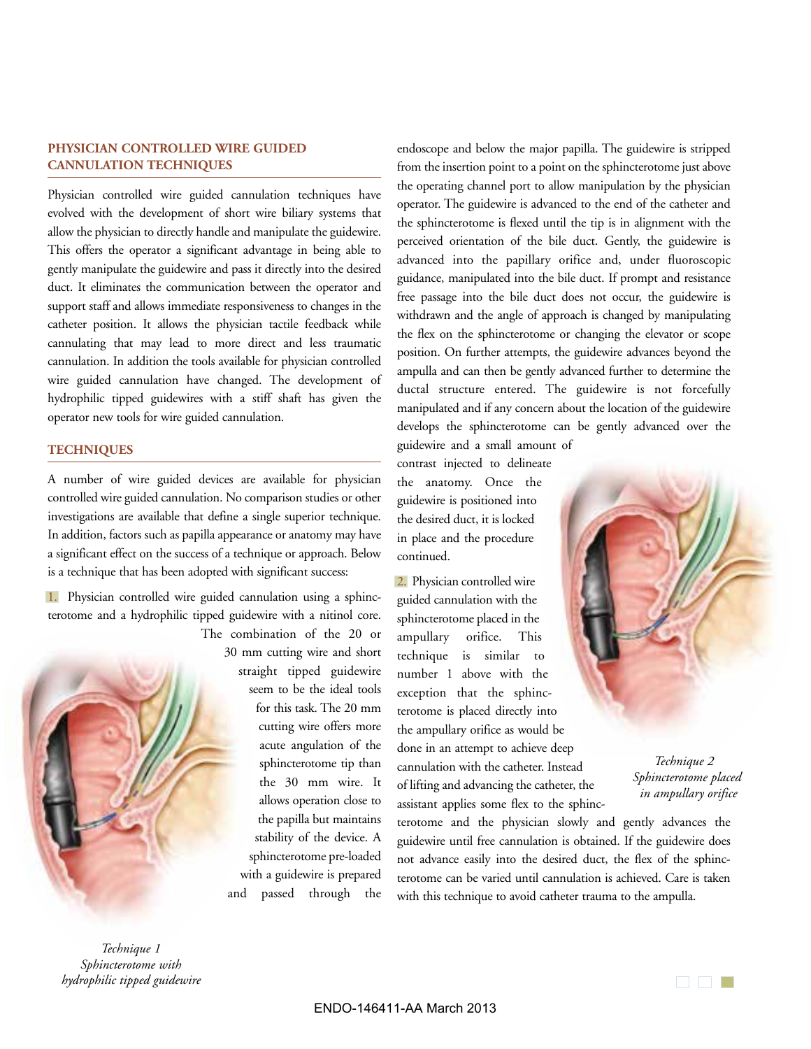## PHYSICIAN CONTROLLED WIRE GUIDED CANNULATION TECHNIQUES

Physician controlled wire guided cannulation techniques have evolved with the development of short wire biliary systems that allow the physician to directly handle and manipulate the guidewire. This offers the operator a significant advantage in being able to gently manipulate the guidewire and pass it directly into the desired duct. It eliminates the communication between the operator and support staff and allows immediate responsiveness to changes in the catheter position. It allows the physician tactile feedback while cannulating that may lead to more direct and less traumatic cannulation. In addition the tools available for physician controlled wire guided cannulation have changed. The development of hydrophilic tipped guidewires with a stiff shaft has given the operator new tools for wire guided cannulation.

## TECHNIQUES

A number of wire guided devices are available for physician controlled wire guided cannulation. No comparison studies or other investigations are available that define a single superior technique. In addition, factors such as papilla appearance or anatomy may have a significant effect on the success of a technique or approach. Below is a technique that has been adopted with significant success:

1. Physician controlled wire guided cannulation using a sphincterotome and a hydrophilic tipped guidewire with a nitinol core. The combination of the 20 or 30 mm cutting wire and short straight tipped guidewire seem to be the ideal tools for this task. The 20 mm cutting wire offers more acute angulation of the sphincterotome tip than the 30 mm wire. It allows operation close to the papilla but maintains stability of the device. A sphincterotome pre-loaded with a guidewire is prepared and passed through the endoscope and below the major papilla. The guidewire is stripped from the insertion point to a point on the sphincterotome just above the operating channel port to allow manipulation by the physician operator. The guidewire is advanced to the end of the catheter and the sphincterotome is flexed until the tip is in alignment with the perceived orientation of the bile duct. Gently, the guidewire is advanced into the papillary orifice and, under fluoroscopic guidance, manipulated into the bile duct. If prompt and resistance free passage into the bile duct does not occur, the guidewire is withdrawn and the angle of approach is changed by manipulating the flex on the sphincterotome or changing the elevator or scope position. On further attempts, the guidewire advances beyond the ampulla and can then be gently advanced further to determine the ductal structure entered. The guidewire is not forcefully manipulated and if any concern about the location of the guidewire develops the sphincterotome can be gently advanced over the guidewire and a small amount of contrast injected to delineate the anatomy. Once the guidewire is positioned into the desired duct, it is locked in place and the procedure continued.

*Technique 1*
*Sphincterotome with hydrophilic tipped guidewire*

2. Physician controlled wire guided cannulation with the sphincterotome placed in the ampullary orifice. This technique is similar to number 1 above with the exception that the sphincterotome is placed directly into the ampullary orifice as would be done in an attempt to achieve deep cannulation with the catheter. Instead of lifting and advancing the catheter, the assistant applies some flex to the sphincterotome and the physician slowly and gently advances the guidewire until free cannulation is obtained. If the guidewire does not advance easily into the desired duct, the flex of the sphincterotome can be varied until cannulation is achieved. Care is taken with this technique to avoid catheter trauma to the ampulla.

*Technique 2*
*Sphincterotome placed in ampullary orifice*

ENDO-146411-AA March 2013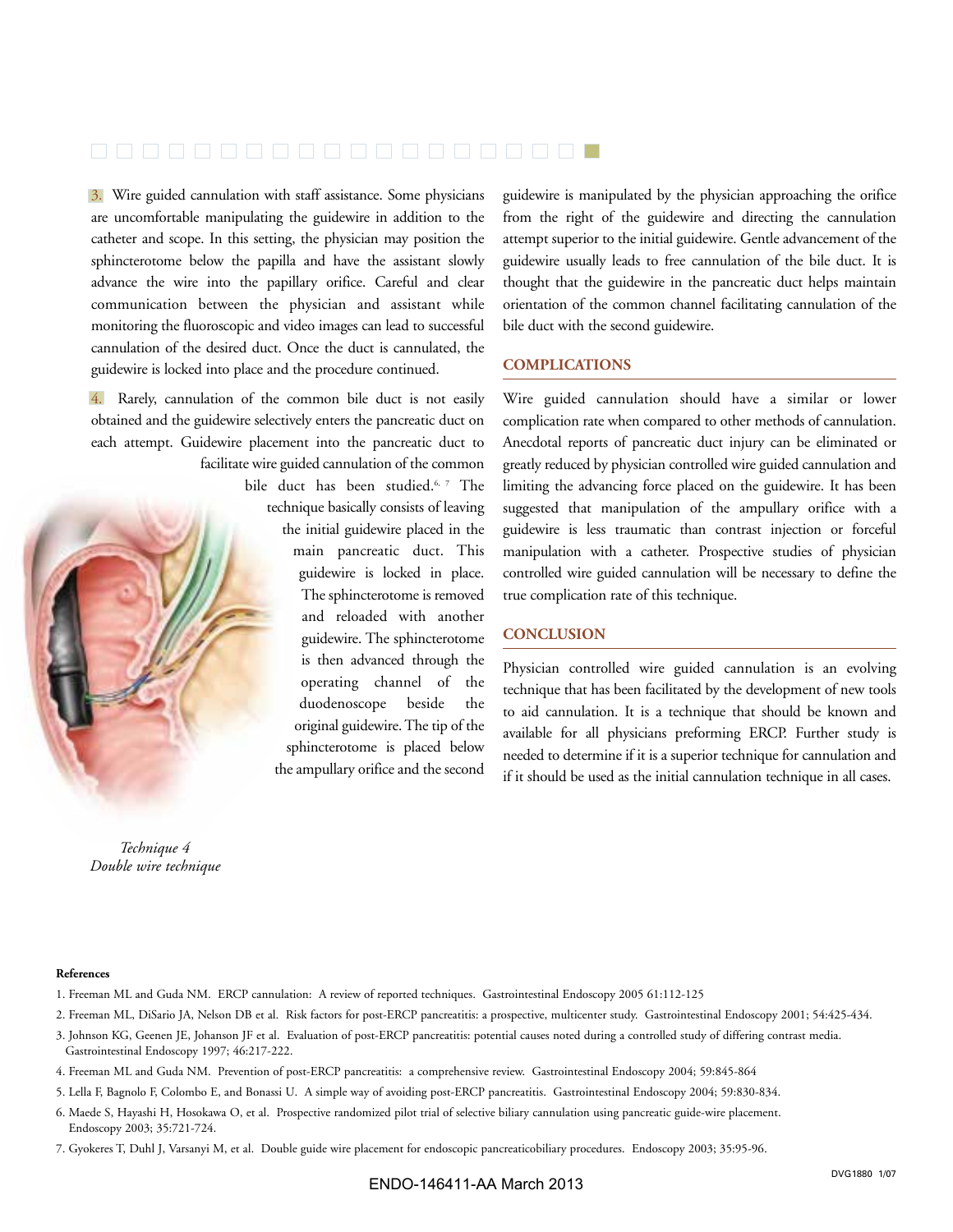3. Wire guided cannulation with staff assistance. Some physicians are uncomfortable manipulating the guidewire in addition to the catheter and scope. In this setting, the physician may position the sphincterotome below the papilla and have the assistant slowly advance the wire into the papillary orifice. Careful and clear communication between the physician and assistant while monitoring the fluoroscopic and video images can lead to successful cannulation of the desired duct. Once the duct is cannulated, the guidewire is locked into place and the procedure continued.

4. Rarely, cannulation of the common bile duct is not easily obtained and the guidewire selectively enters the pancreatic duct on each attempt. Guidewire placement into the pancreatic duct to facilitate wire guided cannulation of the common bile duct has been studied.[6, 7] The technique basically consists of leaving the initial guidewire placed in the main pancreatic duct. This guidewire is locked in place. The sphincterotome is removed and reloaded with another guidewire. The sphincterotome is then advanced through the operating channel of the duodenoscope beside the original guidewire. The tip of the sphincterotome is placed below the ampullary orifice and the second guidewire is manipulated by the physician approaching the orifice from the right of the guidewire and directing the cannulation attempt superior to the initial guidewire. Gentle advancement of the guidewire usually leads to free cannulation of the bile duct. It is thought that the guidewire in the pancreatic duct helps maintain orientation of the common channel facilitating cannulation of the bile duct with the second guidewire.

*Technique 4*
*Double wire technique*

## COMPLICATIONS

Wire guided cannulation should have a similar or lower complication rate when compared to other methods of cannulation. Anecdotal reports of pancreatic duct injury can be eliminated or greatly reduced by physician controlled wire guided cannulation and limiting the advancing force placed on the guidewire. It has been suggested that manipulation of the ampullary orifice with a guidewire is less traumatic than contrast injection or forceful manipulation with a catheter. Prospective studies of physician controlled wire guided cannulation will be necessary to define the true complication rate of this technique.

## CONCLUSION

Physician controlled wire guided cannulation is an evolving technique that has been facilitated by the development of new tools to aid cannulation. It is a technique that should be known and available for all physicians preforming ERCP. Further study is needed to determine if it is a superior technique for cannulation and if it should be used as the initial cannulation technique in all cases.

**References**

1. Freeman ML and Guda NM. ERCP cannulation: A review of reported techniques. Gastrointestinal Endoscopy 2005 61:112-125
2. Freeman ML, DiSario JA, Nelson DB et al. Risk factors for post-ERCP pancreatitis: a prospective, multicenter study. Gastrointestinal Endoscopy 2001; 54:425-434.
3. Johnson KG, Geenen JE, Johanson JF et al. Evaluation of post-ERCP pancreatitis: potential causes noted during a controlled study of differing contrast media. Gastrointestinal Endoscopy 1997; 46:217-222.
4. Freeman ML and Guda NM. Prevention of post-ERCP pancreatitis: a comprehensive review. Gastrointestinal Endoscopy 2004; 59:845-864
5. Lella F, Bagnolo F, Colombo E, and Bonassi U. A simple way of avoiding post-ERCP pancreatitis. Gastrointestinal Endoscopy 2004; 59:830-834.
6. Maede S, Hayashi H, Hosokawa O, et al. Prospective randomized pilot trial of selective biliary cannulation using pancreatic guide-wire placement. Endoscopy 2003; 35:721-724.
7. Gyokeres T, Duhl J, Varsanyi M, et al. Double guide wire placement for endoscopic pancreaticobiliary procedures. Endoscopy 2003; 35:95-96.

DVG1880 1/07

ENDO-146411-AA March 2013